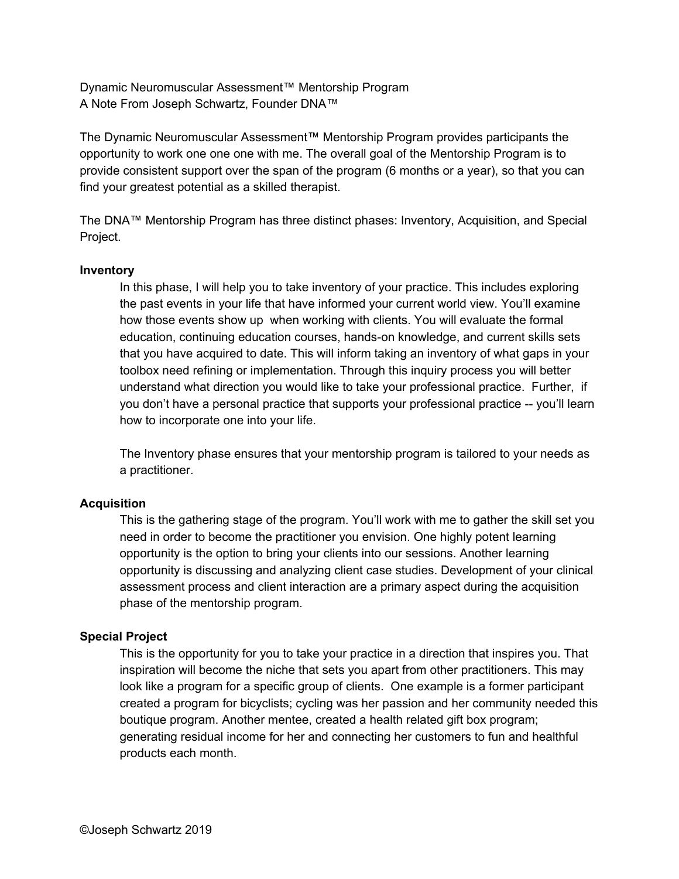Dynamic Neuromuscular Assessment™ Mentorship Program
A Note From Joseph Schwartz, Founder DNA™

The Dynamic Neuromuscular Assessment™ Mentorship Program provides participants the opportunity to work one one one with me. The overall goal of the Mentorship Program is to provide consistent support over the span of the program (6 months or a year), so that you can find your greatest potential as a skilled therapist.

The DNA™ Mentorship Program has three distinct phases: Inventory, Acquisition, and Special Project.

**Inventory**

In this phase, I will help you to take inventory of your practice. This includes exploring the past events in your life that have informed your current world view. You'll examine how those events show up when working with clients. You will evaluate the formal education, continuing education courses, hands-on knowledge, and current skills sets that you have acquired to date. This will inform taking an inventory of what gaps in your toolbox need refining or implementation. Through this inquiry process you will better understand what direction you would like to take your professional practice. Further, if you don't have a personal practice that supports your professional practice -- you'll learn how to incorporate one into your life.

The Inventory phase ensures that your mentorship program is tailored to your needs as a practitioner.

**Acquisition**

This is the gathering stage of the program. You'll work with me to gather the skill set you need in order to become the practitioner you envision. One highly potent learning opportunity is the option to bring your clients into our sessions. Another learning opportunity is discussing and analyzing client case studies. Development of your clinical assessment process and client interaction are a primary aspect during the acquisition phase of the mentorship program.

**Special Project**

This is the opportunity for you to take your practice in a direction that inspires you. That inspiration will become the niche that sets you apart from other practitioners. This may look like a program for a specific group of clients. One example is a former participant created a program for bicyclists; cycling was her passion and her community needed this boutique program. Another mentee, created a health related gift box program; generating residual income for her and connecting her customers to fun and healthful products each month.

©Joseph Schwartz 2019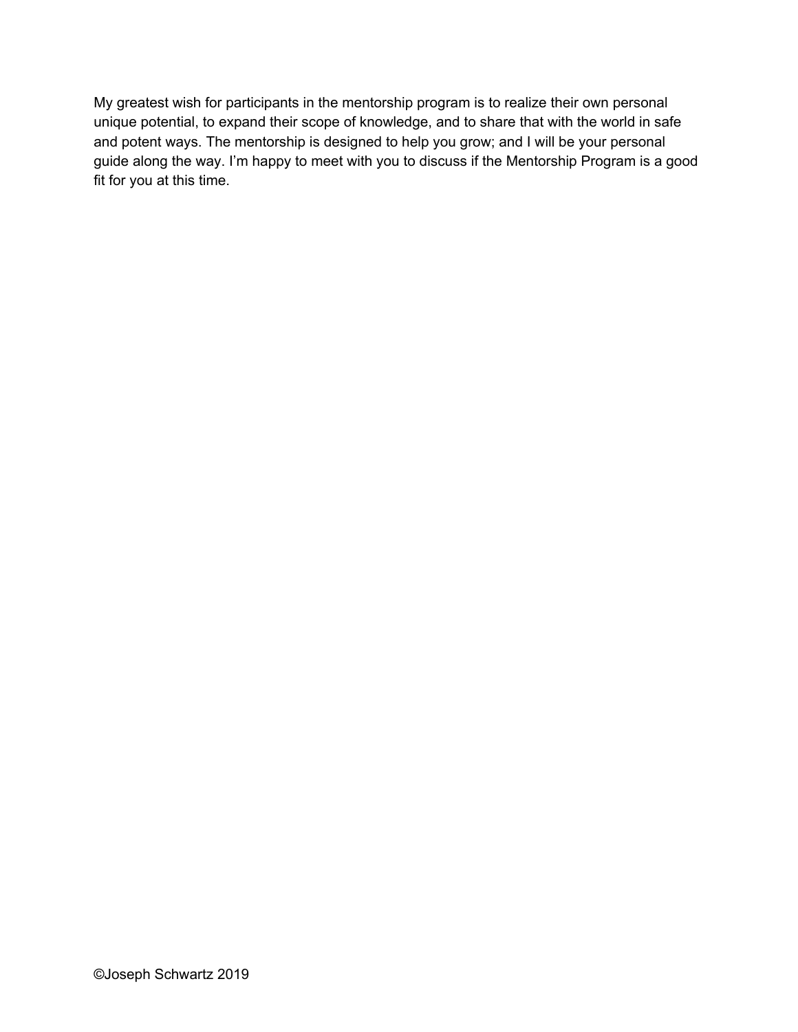My greatest wish for participants in the mentorship program is to realize their own personal unique potential, to expand their scope of knowledge, and to share that with the world in safe and potent ways. The mentorship is designed to help you grow; and I will be your personal guide along the way. I'm happy to meet with you to discuss if the Mentorship Program is a good fit for you at this time.

©Joseph Schwartz 2019